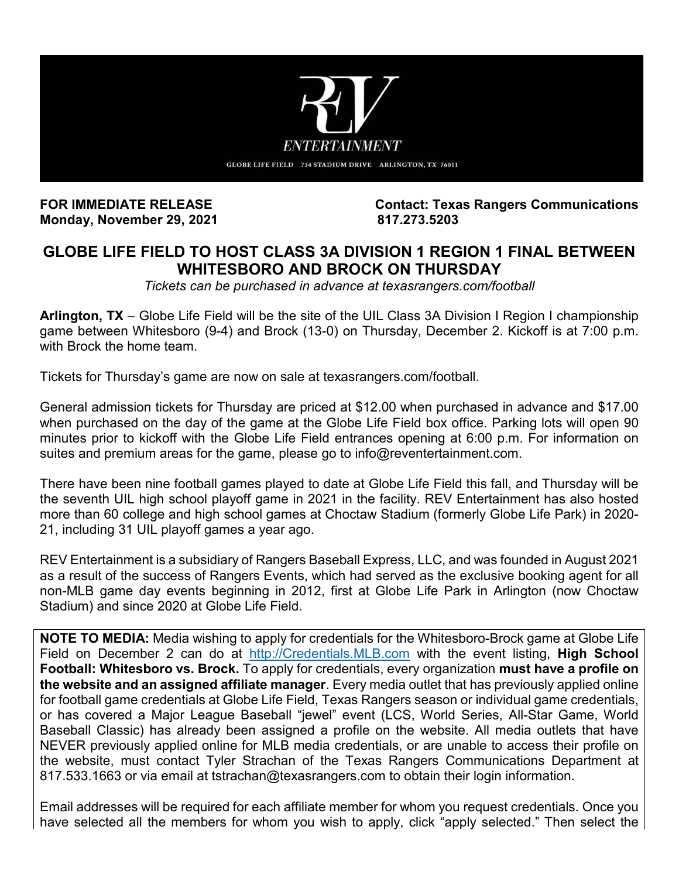REV ENTERTAINMENT

GLOBE LIFE FIELD 734 STADIUM DRIVE ARLINGTON, TX 76011

**FOR IMMEDIATE RELEASE**
**Monday, November 29, 2021**

**Contact: Texas Rangers Communications**
**817.273.5203**

# GLOBE LIFE FIELD TO HOST CLASS 3A DIVISION 1 REGION 1 FINAL BETWEEN WHITESBORO AND BROCK ON THURSDAY

*Tickets can be purchased in advance at texasrangers.com/football*

**Arlington, TX** – Globe Life Field will be the site of the UIL Class 3A Division I Region I championship game between Whitesboro (9-4) and Brock (13-0) on Thursday, December 2. Kickoff is at 7:00 p.m. with Brock the home team.

Tickets for Thursday's game are now on sale at texasrangers.com/football.

General admission tickets for Thursday are priced at $12.00 when purchased in advance and $17.00 when purchased on the day of the game at the Globe Life Field box office. Parking lots will open 90 minutes prior to kickoff with the Globe Life Field entrances opening at 6:00 p.m. For information on suites and premium areas for the game, please go to info@reventertainment.com.

There have been nine football games played to date at Globe Life Field this fall, and Thursday will be the seventh UIL high school playoff game in 2021 in the facility. REV Entertainment has also hosted more than 60 college and high school games at Choctaw Stadium (formerly Globe Life Park) in 2020-21, including 31 UIL playoff games a year ago.

REV Entertainment is a subsidiary of Rangers Baseball Express, LLC, and was founded in August 2021 as a result of the success of Rangers Events, which had served as the exclusive booking agent for all non-MLB game day events beginning in 2012, first at Globe Life Park in Arlington (now Choctaw Stadium) and since 2020 at Globe Life Field.

**NOTE TO MEDIA:** Media wishing to apply for credentials for the Whitesboro-Brock game at Globe Life Field on December 2 can do at http://Credentials.MLB.com with the event listing, **High School Football: Whitesboro vs. Brock.** To apply for credentials, every organization **must have a profile on the website and an assigned affiliate manager**. Every media outlet that has previously applied online for football game credentials at Globe Life Field, Texas Rangers season or individual game credentials, or has covered a Major League Baseball "jewel" event (LCS, World Series, All-Star Game, World Baseball Classic) has already been assigned a profile on the website. All media outlets that have NEVER previously applied online for MLB media credentials, or are unable to access their profile on the website, must contact Tyler Strachan of the Texas Rangers Communications Department at 817.533.1663 or via email at tstrachan@texasrangers.com to obtain their login information.

Email addresses will be required for each affiliate member for whom you request credentials. Once you have selected all the members for whom you wish to apply, click "apply selected." Then select the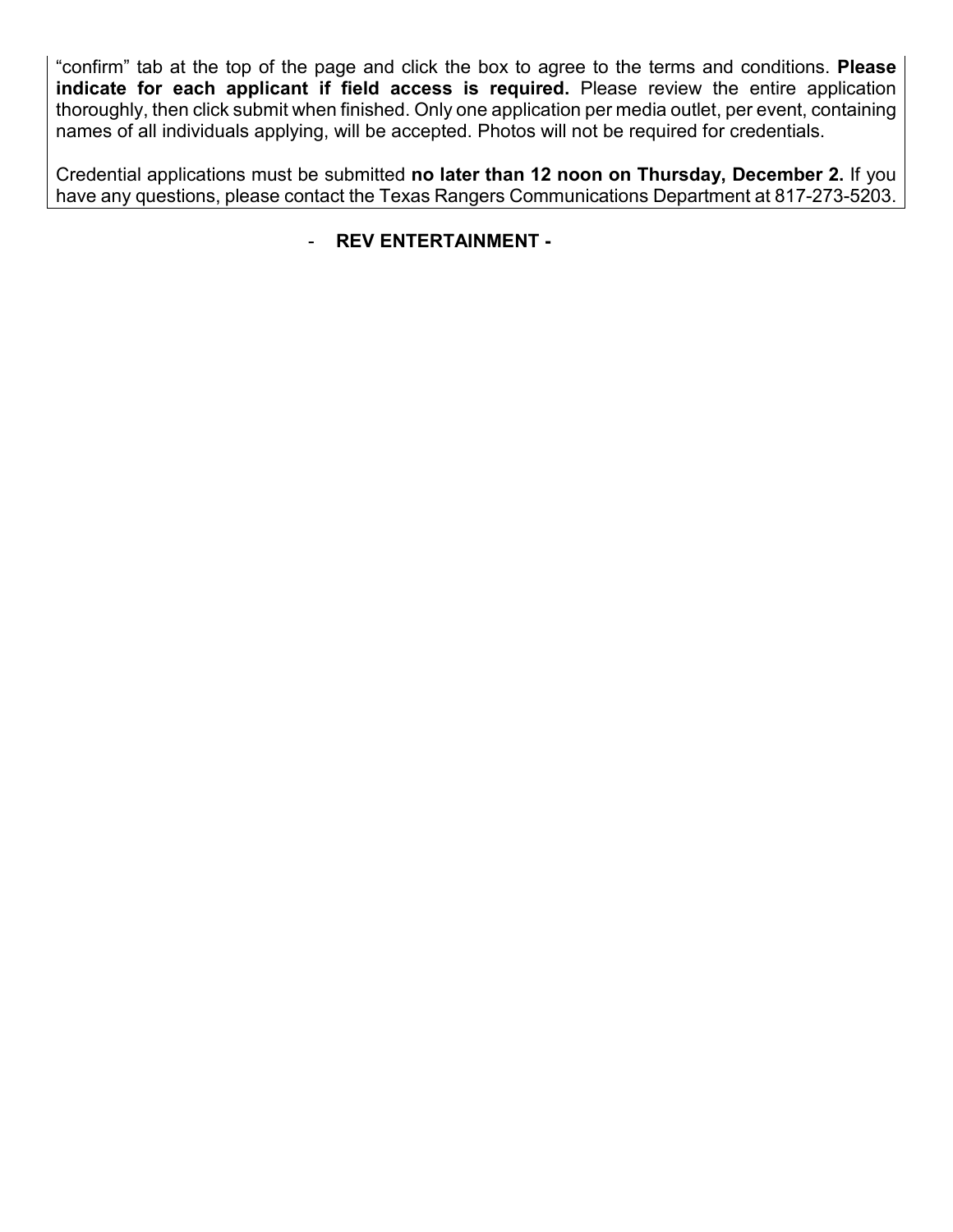"confirm" tab at the top of the page and click the box to agree to the terms and conditions. **Please indicate for each applicant if field access is required.** Please review the entire application thoroughly, then click submit when finished. Only one application per media outlet, per event, containing names of all individuals applying, will be accepted. Photos will not be required for credentials.

Credential applications must be submitted **no later than 12 noon on Thursday, December 2.** If you have any questions, please contact the Texas Rangers Communications Department at 817-273-5203.

\- **REV ENTERTAINMENT -**